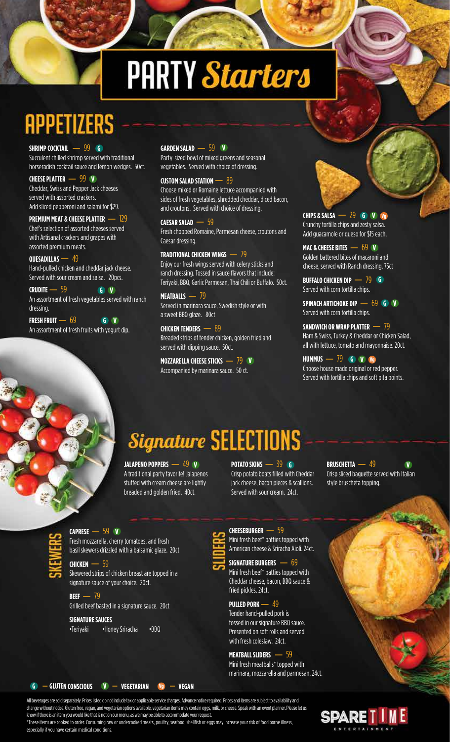# PARTY *Starters*

## APPETIZERS

**SHRIMP COCKTAIL — 99** G
Succulent chilled shrimp served with traditional horseradish cocktail sauce and lemon wedges. 50ct.

**CHEESE PLATTER — 99** V
Cheddar, Swiss and Pepper Jack cheeses served with assorted crackers.
Add sliced pepperoni and salami for $29.

**PREMIUM MEAT & CHEESE PLATTER — 129**
Chef's selection of assorted cheeses served with Artisanal crackers and grapes with assorted premium meats.

**QUESADILLAS — 49**
Hand-pulled chicken and cheddar jack cheese. Served with sour cream and salsa. 20pcs.

**CRUDITE — 59** G V
An assortment of fresh vegetables served with ranch dressing.

**FRESH FRUIT — 69** G V
An assortment of fresh fruits with yogurt dip.

**GARDEN SALAD — 59** V
Party-sized bowl of mixed greens and seasonal vegetables. Served with choice of dressing.

**CUSTOM SALAD STATION — 89**
Choose mixed or Romaine lettuce accompanied with sides of fresh vegetables, shredded cheddar, diced bacon, and croutons. Served with choice of dressing.

**CAESAR SALAD — 59**
Fresh chopped Romaine, Parmesan cheese, croutons and Caesar dressing.

**TRADITIONAL CHICKEN WINGS — 79**
Enjoy our fresh wings served with celery sticks and ranch dressing. Tossed in sauce flavors that include: Teriyaki, BBQ, Garlic Parmesan, Thai Chili or Buffalo. 50ct.

**MEATBALLS — 79**
Served in marinara sauce, Swedish style or with a sweet BBQ glaze. 80ct

**CHICKEN TENDERS — 89**
Breaded strips of tender chicken, golden fried and served with dipping sauce. 50ct.

**MOZZARELLA CHEESE STICKS — 79** V
Accompanied by marinara sauce. 50 ct.

**CHIPS & SALSA — 29** G V Vg
Crunchy tortilla chips and zesty salsa.
Add guacamole or queso for $15 each.

**MAC & CHEESE BITES — 69** V
Golden battered bites of macaroni and cheese, served with Ranch dressing. 75ct

**BUFFALO CHICKEN DIP — 79** G
Served with corn tortilla chips.

**SPINACH ARTICHOKE DIP — 69** G V
Served with corn tortilla chips.

**SANDWICH OR WRAP PLATTER — 79**
Ham & Swiss, Turkey & Cheddar or Chicken Salad, all with lettuce, tomato and mayonnaise. 20ct.

**HUMMUS — 79** G V Vg
Choose house made original or red pepper. Served with tortilla chips and soft pita points.

## *Signature* SELECTIONS

**JALAPENO POPPERS — 49** V
A traditional party favorite! Jalapenos stuffed with cream cheese are lightly breaded and golden fried. 40ct.

**POTATO SKINS — 39** G
Crisp potato boats filled with Cheddar jack cheese, bacon pieces & scallions. Served with sour cream. 24ct.

**BRUSCHETTA — 49** V
Crisp sliced baguette served with Italian style bruscheta topping.

### SKEWERS

**CAPRESE — 59** V
Fresh mozzarella, cherry tomatoes, and fresh basil skewers drizzled with a balsamic glaze. 20ct

**CHICKEN — 59**
Skewered strips of chicken breast are topped in a signature sauce of your choice. 20ct.

**BEEF — 79**
Grilled beef basted in a signature sauce. 20ct

**SIGNATURE SAUCES**
•Teriyaki •Honey Sriracha •BBQ

### SLIDERS

**CHEESEBURGER — 59**
Mini fresh beef* patties topped with American cheese & Sriracha Aioli. 24ct.

**SIGNATURE BURGERS — 69**
Mini fresh beef* patties topped with Cheddar cheese, bacon, BBQ sauce & fried pickles. 24ct.

**PULLED PORK — 49**
Tender hand-pulled pork is tossed in our signature BBQ sauce. Presented on soft rolls and served with fresh coleslaw. 24ct.

**MEATBALL SLIDERS — 59**
Mini fresh meatballs* topped with marinara, mozzarella and parmesan. 24ct.

G — GLUTEN CONSCIOUS V — VEGETARIAN Vg — VEGAN

All beverages are sold separately. Prices listed do not include tax or applicable service charges. Advance notice required. Prices and items are subject to availability and change without notice. Gluten free, vegan, and vegetarian options available, vegetarian items may contain eggs, milk, or cheese. Speak with an event planner. Please let us know if there is an item you would like that is not on our menu, as we may be able to accommodate your request.
*These items are cooked to order. Consuming raw or undercooked meats, poultry, seafood, shellfish or eggs may increase your risk of food borne illness, especially if you have certain medical conditions.

SPARE TIME ENTERTAINMENT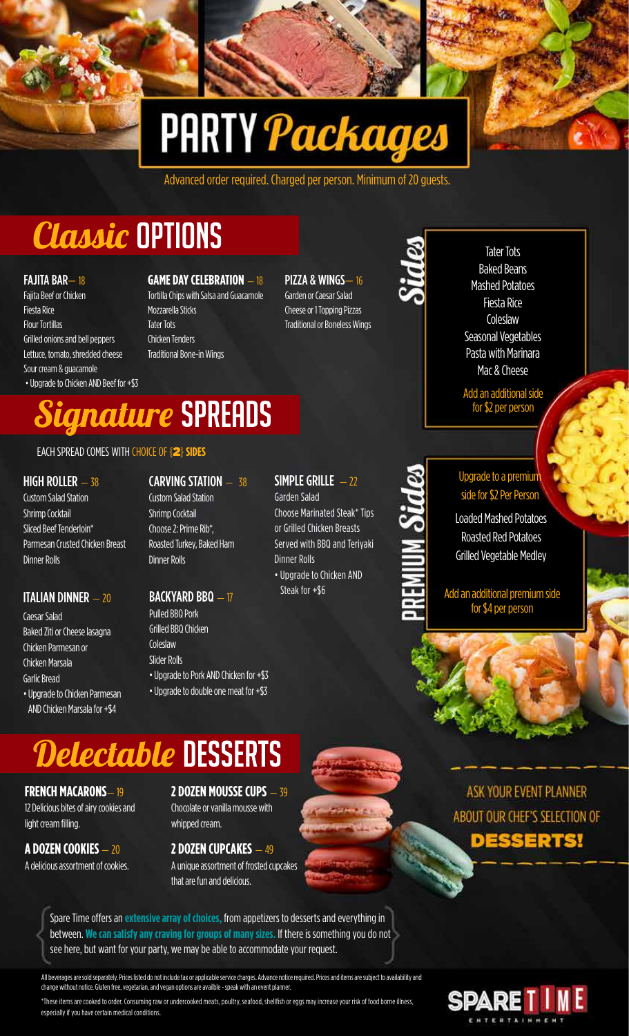# PARTY *Packages*

Advanced order required. Charged per person. Minimum of 20 guests.

## *Classic* OPTIONS

**FAJITA BAR**— 18
Fajita Beef or Chicken
Fiesta Rice
Flour Tortillas
Grilled onions and bell peppers
Lettuce, tomato, shredded cheese
Sour cream & guacamole
• Upgrade to Chicken AND Beef for +$3

**GAME DAY CELEBRATION** — 18
Tortilla Chips with Salsa and Guacamole
Mozzarella Sticks
Tater Tots
Chicken Tenders
Traditional Bone-in Wings

**PIZZA & WINGS**— 16
Garden or Caesar Salad
Cheese or 1 Topping Pizzas
Traditional or Boneless Wings

## *Sides*

Tater Tots
Baked Beans
Mashed Potatoes
Fiesta Rice
Coleslaw
Seasonal Vegetables
Pasta with Marinara
Mac & Cheese

Add an additional side for $2 per person

## *Signature* SPREADS

EACH SPREAD COMES WITH CHOICE OF {2} SIDES

**HIGH ROLLER** — 38
Custom Salad Station
Shrimp Cocktail
Sliced Beef Tenderloin*
Parmesan Crusted Chicken Breast
Dinner Rolls

**CARVING STATION** — 38
Custom Salad Station
Shrimp Cocktail
Choose 2: Prime Rib*, Roasted Turkey, Baked Ham
Dinner Rolls

**SIMPLE GRILLE** — 22
Garden Salad
Choose Marinated Steak* Tips or Grilled Chicken Breasts
Served with BBQ and Teriyaki
Dinner Rolls
• Upgrade to Chicken AND Steak for +$6

**ITALIAN DINNER** — 20
Caesar Salad
Baked Ziti or Cheese lasagna
Chicken Parmesan or Chicken Marsala
Garlic Bread
• Upgrade to Chicken Parmesan AND Chicken Marsala for +$4

**BACKYARD BBQ** — 17
Pulled BBQ Pork
Grilled BBQ Chicken
Coleslaw
Slider Rolls
• Upgrade to Pork AND Chicken for +$3
• Upgrade to double one meat for +$3

## PREMIUM *Sides*

Upgrade to a premium side for $2 Per Person

Loaded Mashed Potatoes
Roasted Red Potatoes
Grilled Vegetable Medley

Add an additional premium side for $4 per person

## *Delectable* DESSERTS

**FRENCH MACARONS**— 19
12 Delicious bites of airy cookies and light cream filling.

**A DOZEN COOKIES** — 20
A delicious assortment of cookies.

**2 DOZEN MOUSSE CUPS** — 39
Chocolate or vanilla mousse with whipped cream.

**2 DOZEN CUPCAKES** — 49
A unique assortment of frosted cupcakes that are fun and delicious.

ASK YOUR EVENT PLANNER ABOUT OUR CHEF'S SELECTION OF **DESSERTS!**

Spare Time offers an **extensive array of choices,** from appetizers to desserts and everything in between. **We can satisfy any craving for groups of many sizes.** If there is something you do not see here, but want for your party, we may be able to accommodate your request.

All beverages are sold separately. Prices listed do not include tax or applicable service charges. Advance notice required. Prices and items are subject to availability and change without notice. Gluten free, vegetarian, and vegan options are availble - speak with an event planner.

*These items are cooked to order. Consuming raw or undercooked meats, poultry, seafood, shellfish or eggs may increase your risk of food borne illness, especially if you have certain medical conditions.

SPARE TIME ENTERTAINMENT